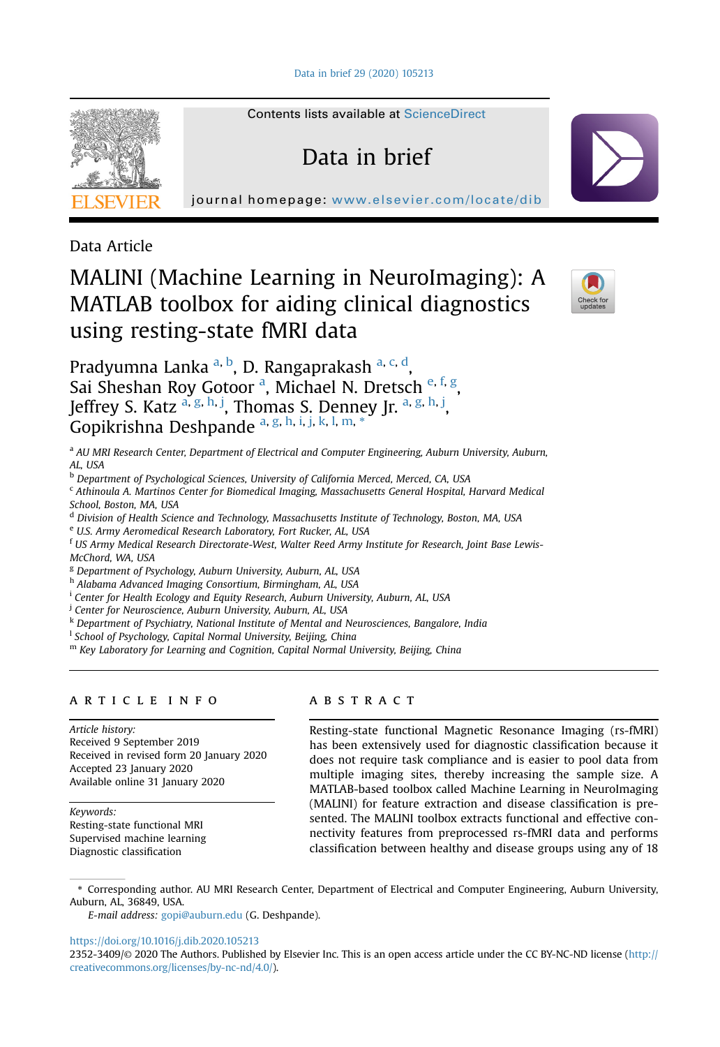Data Article

# MALINI (Machine Learning in NeuroImaging): A MATLAB toolbox for aiding clinical diagnostics using resting-state fMRI data

Pradyumna Lanka [a, b], D. Rangaprakash [a, c, d], Sai Sheshan Roy Gotoor [a], Michael N. Dretsch [e, f, g], Jeffrey S. Katz [a, g, h, j], Thomas S. Denney Jr. [a, g, h, j], Gopikrishna Deshpande [a, g, h, i, j, k, l, m, *]

[a] AU MRI Research Center, Department of Electrical and Computer Engineering, Auburn University, Auburn, AL, USA
[b] Department of Psychological Sciences, University of California Merced, Merced, CA, USA
[c] Athinoula A. Martinos Center for Biomedical Imaging, Massachusetts General Hospital, Harvard Medical School, Boston, MA, USA
[d] Division of Health Science and Technology, Massachusetts Institute of Technology, Boston, MA, USA
[e] U.S. Army Aeromedical Research Laboratory, Fort Rucker, AL, USA
[f] US Army Medical Research Directorate-West, Walter Reed Army Institute for Research, Joint Base Lewis-McChord, WA, USA
[g] Department of Psychology, Auburn University, Auburn, AL, USA
[h] Alabama Advanced Imaging Consortium, Birmingham, AL, USA
[i] Center for Health Ecology and Equity Research, Auburn University, Auburn, AL, USA
[j] Center for Neuroscience, Auburn University, Auburn, AL, USA
[k] Department of Psychiatry, National Institute of Mental and Neurosciences, Bangalore, India
[l] School of Psychology, Capital Normal University, Beijing, China
[m] Key Laboratory for Learning and Cognition, Capital Normal University, Beijing, China

## ARTICLE INFO

*Article history:*
Received 9 September 2019
Received in revised form 20 January 2020
Accepted 23 January 2020
Available online 31 January 2020

*Keywords:*
Resting-state functional MRI
Supervised machine learning
Diagnostic classification

## ABSTRACT

Resting-state functional Magnetic Resonance Imaging (rs-fMRI) has been extensively used for diagnostic classification because it does not require task compliance and is easier to pool data from multiple imaging sites, thereby increasing the sample size. A MATLAB-based toolbox called Machine Learning in NeuroImaging (MALINI) for feature extraction and disease classification is presented. The MALINI toolbox extracts functional and effective connectivity features from preprocessed rs-fMRI data and performs classification between healthy and disease groups using any of 18

---

\* Corresponding author. AU MRI Research Center, Department of Electrical and Computer Engineering, Auburn University, Auburn, AL, 36849, USA.

*E-mail address:* gopi@auburn.edu (G. Deshpande).

https://doi.org/10.1016/j.dib.2020.105213

2352-3409/© 2020 The Authors. Published by Elsevier Inc. This is an open access article under the CC BY-NC-ND license (http://creativecommons.org/licenses/by-nc-nd/4.0/).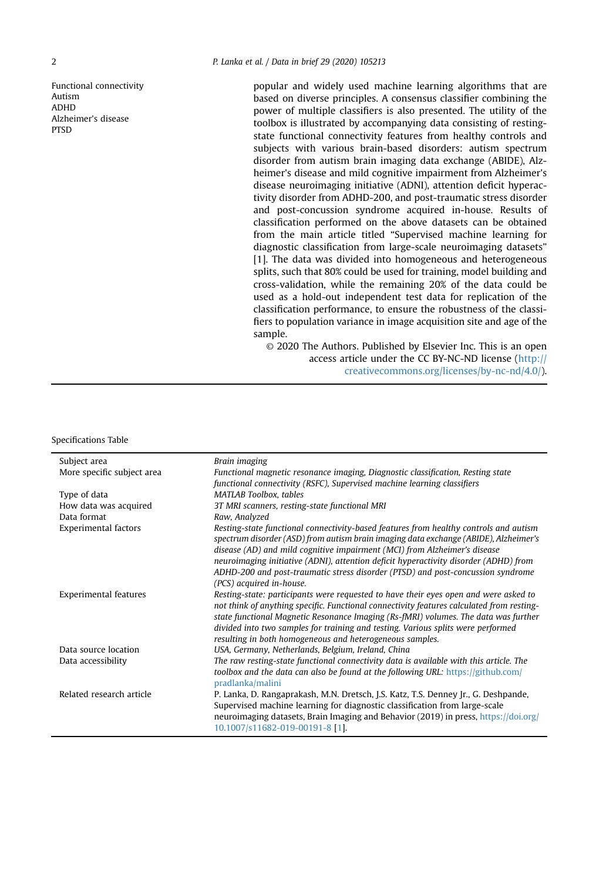Functional connectivity
Autism
ADHD
Alzheimer's disease
PTSD

popular and widely used machine learning algorithms that are based on diverse principles. A consensus classifier combining the power of multiple classifiers is also presented. The utility of the toolbox is illustrated by accompanying data consisting of resting-state functional connectivity features from healthy controls and subjects with various brain-based disorders: autism spectrum disorder from autism brain imaging data exchange (ABIDE), Alzheimer's disease and mild cognitive impairment from Alzheimer's disease neuroimaging initiative (ADNI), attention deficit hyperactivity disorder from ADHD-200, and post-traumatic stress disorder and post-concussion syndrome acquired in-house. Results of classification performed on the above datasets can be obtained from the main article titled "Supervised machine learning for diagnostic classification from large-scale neuroimaging datasets" [1]. The data was divided into homogeneous and heterogeneous splits, such that 80% could be used for training, model building and cross-validation, while the remaining 20% of the data could be used as a hold-out independent test data for replication of the classification performance, to ensure the robustness of the classifiers to population variance in image acquisition site and age of the sample.

© 2020 The Authors. Published by Elsevier Inc. This is an open access article under the CC BY-NC-ND license (http://creativecommons.org/licenses/by-nc-nd/4.0/).

Specifications Table

| | |
|---|---|
| Subject area | *Brain imaging* |
| More specific subject area | *Functional magnetic resonance imaging, Diagnostic classification, Resting state functional connectivity (RSFC), Supervised machine learning classifiers* |
| Type of data | *MATLAB Toolbox, tables* |
| How data was acquired | *3T MRI scanners, resting-state functional MRI* |
| Data format | *Raw, Analyzed* |
| Experimental factors | *Resting-state functional connectivity-based features from healthy controls and autism spectrum disorder (ASD) from autism brain imaging data exchange (ABIDE), Alzheimer's disease (AD) and mild cognitive impairment (MCI) from Alzheimer's disease neuroimaging initiative (ADNI), attention deficit hyperactivity disorder (ADHD) from ADHD-200 and post-traumatic stress disorder (PTSD) and post-concussion syndrome (PCS) acquired in-house.* |
| Experimental features | *Resting-state: participants were requested to have their eyes open and were asked to not think of anything specific. Functional connectivity features calculated from resting-state functional Magnetic Resonance Imaging (Rs-fMRI) volumes. The data was further divided into two samples for training and testing. Various splits were performed resulting in both homogeneous and heterogeneous samples.* |
| Data source location | *USA, Germany, Netherlands, Belgium, Ireland, China* |
| Data accessibility | *The raw resting-state functional connectivity data is available with this article. The toolbox and the data can also be found at the following URL:* https://github.com/pradlanka/malini |
| Related research article | P. Lanka, D. Rangaprakash, M.N. Dretsch, J.S. Katz, T.S. Denney Jr., G. Deshpande, Supervised machine learning for diagnostic classification from large-scale neuroimaging datasets, Brain Imaging and Behavior (2019) in press, https://doi.org/10.1007/s11682-019-00191-8 [1]. |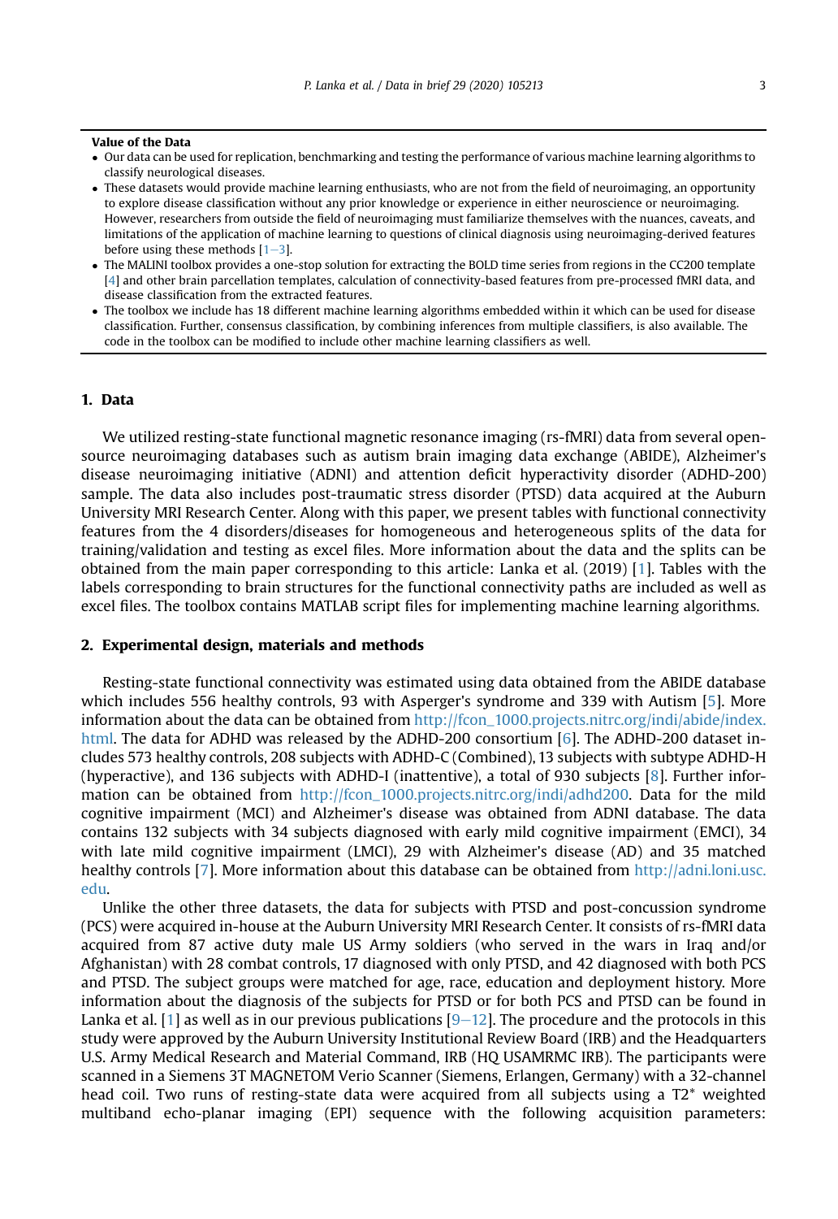**Value of the Data**

- Our data can be used for replication, benchmarking and testing the performance of various machine learning algorithms to classify neurological diseases.
- These datasets would provide machine learning enthusiasts, who are not from the field of neuroimaging, an opportunity to explore disease classification without any prior knowledge or experience in either neuroscience or neuroimaging. However, researchers from outside the field of neuroimaging must familiarize themselves with the nuances, caveats, and limitations of the application of machine learning to questions of clinical diagnosis using neuroimaging-derived features before using these methods [1–3].
- The MALINI toolbox provides a one-stop solution for extracting the BOLD time series from regions in the CC200 template [4] and other brain parcellation templates, calculation of connectivity-based features from pre-processed fMRI data, and disease classification from the extracted features.
- The toolbox we include has 18 different machine learning algorithms embedded within it which can be used for disease classification. Further, consensus classification, by combining inferences from multiple classifiers, is also available. The code in the toolbox can be modified to include other machine learning classifiers as well.

## 1. Data

We utilized resting-state functional magnetic resonance imaging (rs-fMRI) data from several open-source neuroimaging databases such as autism brain imaging data exchange (ABIDE), Alzheimer's disease neuroimaging initiative (ADNI) and attention deficit hyperactivity disorder (ADHD-200) sample. The data also includes post-traumatic stress disorder (PTSD) data acquired at the Auburn University MRI Research Center. Along with this paper, we present tables with functional connectivity features from the 4 disorders/diseases for homogeneous and heterogeneous splits of the data for training/validation and testing as excel files. More information about the data and the splits can be obtained from the main paper corresponding to this article: Lanka et al. (2019) [1]. Tables with the labels corresponding to brain structures for the functional connectivity paths are included as well as excel files. The toolbox contains MATLAB script files for implementing machine learning algorithms.

## 2. Experimental design, materials and methods

Resting-state functional connectivity was estimated using data obtained from the ABIDE database which includes 556 healthy controls, 93 with Asperger's syndrome and 339 with Autism [5]. More information about the data can be obtained from http://fcon_1000.projects.nitrc.org/indi/abide/index.html. The data for ADHD was released by the ADHD-200 consortium [6]. The ADHD-200 dataset includes 573 healthy controls, 208 subjects with ADHD-C (Combined), 13 subjects with subtype ADHD-H (hyperactive), and 136 subjects with ADHD-I (inattentive), a total of 930 subjects [8]. Further information can be obtained from http://fcon_1000.projects.nitrc.org/indi/adhd200. Data for the mild cognitive impairment (MCI) and Alzheimer's disease was obtained from ADNI database. The data contains 132 subjects with 34 subjects diagnosed with early mild cognitive impairment (EMCI), 34 with late mild cognitive impairment (LMCI), 29 with Alzheimer's disease (AD) and 35 matched healthy controls [7]. More information about this database can be obtained from http://adni.loni.usc.edu.

Unlike the other three datasets, the data for subjects with PTSD and post-concussion syndrome (PCS) were acquired in-house at the Auburn University MRI Research Center. It consists of rs-fMRI data acquired from 87 active duty male US Army soldiers (who served in the wars in Iraq and/or Afghanistan) with 28 combat controls, 17 diagnosed with only PTSD, and 42 diagnosed with both PCS and PTSD. The subject groups were matched for age, race, education and deployment history. More information about the diagnosis of the subjects for PTSD or for both PCS and PTSD can be found in Lanka et al. [1] as well as in our previous publications [9–12]. The procedure and the protocols in this study were approved by the Auburn University Institutional Review Board (IRB) and the Headquarters U.S. Army Medical Research and Material Command, IRB (HQ USAMRMC IRB). The participants were scanned in a Siemens 3T MAGNETOM Verio Scanner (Siemens, Erlangen, Germany) with a 32-channel head coil. Two runs of resting-state data were acquired from all subjects using a T2* weighted multiband echo-planar imaging (EPI) sequence with the following acquisition parameters: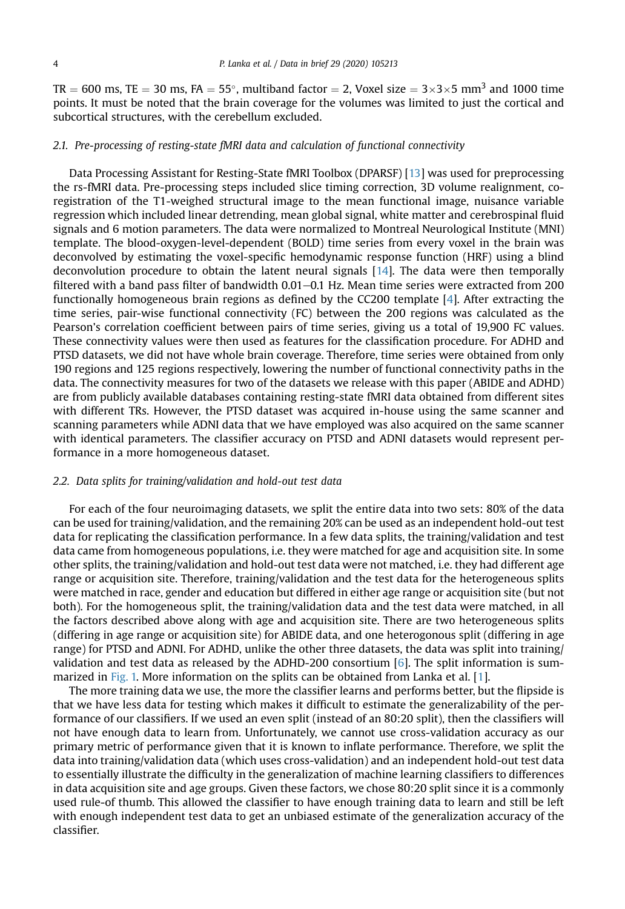TR = 600 ms, TE = 30 ms, FA = 55°, multiband factor = 2, Voxel size = $3 \times 3 \times 5$ mm$^3$ and 1000 time points. It must be noted that the brain coverage for the volumes was limited to just the cortical and subcortical structures, with the cerebellum excluded.

### 2.1. Pre-processing of resting-state fMRI data and calculation of functional connectivity

Data Processing Assistant for Resting-State fMRI Toolbox (DPARSF) [13] was used for preprocessing the rs-fMRI data. Pre-processing steps included slice timing correction, 3D volume realignment, co-registration of the T1-weighed structural image to the mean functional image, nuisance variable regression which included linear detrending, mean global signal, white matter and cerebrospinal fluid signals and 6 motion parameters. The data were normalized to Montreal Neurological Institute (MNI) template. The blood-oxygen-level-dependent (BOLD) time series from every voxel in the brain was deconvolved by estimating the voxel-specific hemodynamic response function (HRF) using a blind deconvolution procedure to obtain the latent neural signals [14]. The data were then temporally filtered with a band pass filter of bandwidth 0.01–0.1 Hz. Mean time series were extracted from 200 functionally homogeneous brain regions as defined by the CC200 template [4]. After extracting the time series, pair-wise functional connectivity (FC) between the 200 regions was calculated as the Pearson's correlation coefficient between pairs of time series, giving us a total of 19,900 FC values. These connectivity values were then used as features for the classification procedure. For ADHD and PTSD datasets, we did not have whole brain coverage. Therefore, time series were obtained from only 190 regions and 125 regions respectively, lowering the number of functional connectivity paths in the data. The connectivity measures for two of the datasets we release with this paper (ABIDE and ADHD) are from publicly available databases containing resting-state fMRI data obtained from different sites with different TRs. However, the PTSD dataset was acquired in-house using the same scanner and scanning parameters while ADNI data that we have employed was also acquired on the same scanner with identical parameters. The classifier accuracy on PTSD and ADNI datasets would represent performance in a more homogeneous dataset.

### 2.2. Data splits for training/validation and hold-out test data

For each of the four neuroimaging datasets, we split the entire data into two sets: 80% of the data can be used for training/validation, and the remaining 20% can be used as an independent hold-out test data for replicating the classification performance. In a few data splits, the training/validation and test data came from homogeneous populations, i.e. they were matched for age and acquisition site. In some other splits, the training/validation and hold-out test data were not matched, i.e. they had different age range or acquisition site. Therefore, training/validation and the test data for the heterogeneous splits were matched in race, gender and education but differed in either age range or acquisition site (but not both). For the homogeneous split, the training/validation data and the test data were matched, in all the factors described above along with age and acquisition site. There are two heterogeneous splits (differing in age range or acquisition site) for ABIDE data, and one heterogonous split (differing in age range) for PTSD and ADNI. For ADHD, unlike the other three datasets, the data was split into training/validation and test data as released by the ADHD-200 consortium [6]. The split information is summarized in Fig. 1. More information on the splits can be obtained from Lanka et al. [1].

The more training data we use, the more the classifier learns and performs better, but the flipside is that we have less data for testing which makes it difficult to estimate the generalizability of the performance of our classifiers. If we used an even split (instead of an 80:20 split), then the classifiers will not have enough data to learn from. Unfortunately, we cannot use cross-validation accuracy as our primary metric of performance given that it is known to inflate performance. Therefore, we split the data into training/validation data (which uses cross-validation) and an independent hold-out test data to essentially illustrate the difficulty in the generalization of machine learning classifiers to differences in data acquisition site and age groups. Given these factors, we chose 80:20 split since it is a commonly used rule-of-thumb. This allowed the classifier to have enough training data to learn and still be left with enough independent test data to get an unbiased estimate of the generalization accuracy of the classifier.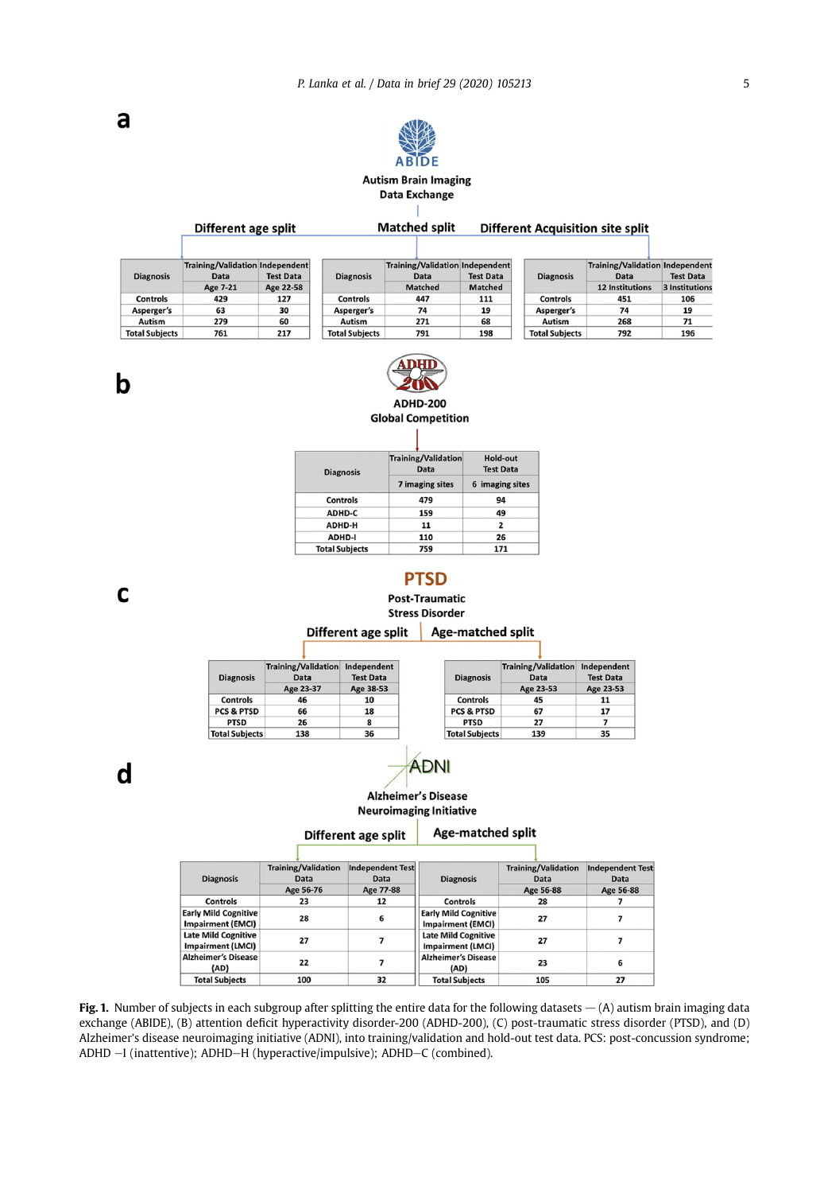**a**

**ABIDE**

**Autism Brain Imaging Data Exchange**

**Different age split**

| Diagnosis | Training/Validation Data | Independent Test Data |
|---|---|---|
| | Age 7-21 | Age 22-58 |
| Controls | 429 | 127 |
| Asperger's | 63 | 30 |
| Autism | 279 | 60 |
| Total Subjects | 761 | 217 |

**Matched split**

| Diagnosis | Training/Validation Data | Independent Test Data |
|---|---|---|
| | Matched | Matched |
| Controls | 447 | 111 |
| Asperger's | 74 | 19 |
| Autism | 271 | 68 |
| Total Subjects | 791 | 198 |

**Different Acquisition site split**

| Diagnosis | Training/Validation Data | Independent Test Data |
|---|---|---|
| | 12 Institutions | 3 Institutions |
| Controls | 451 | 106 |
| Asperger's | 74 | 19 |
| Autism | 268 | 71 |
| Total Subjects | 792 | 196 |

**b**

**ADHD-200 Global Competition**

| Diagnosis | Training/Validation Data | Hold-out Test Data |
|---|---|---|
| | 7 imaging sites | 6 imaging sites |
| Controls | 479 | 94 |
| ADHD-C | 159 | 49 |
| ADHD-H | 11 | 2 |
| ADHD-I | 110 | 26 |
| Total Subjects | 759 | 171 |

**c**

**PTSD**

**Post-Traumatic Stress Disorder**

**Different age split**

| Diagnosis | Training/Validation Data | Independent Test Data |
|---|---|---|
| | Age 23-37 | Age 38-53 |
| Controls | 46 | 10 |
| PCS & PTSD | 66 | 18 |
| PTSD | 26 | 8 |
| Total Subjects | 138 | 36 |

**Age-matched split**

| Diagnosis | Training/Validation Data | Independent Test Data |
|---|---|---|
| | Age 23-53 | Age 23-53 |
| Controls | 45 | 11 |
| PCS & PTSD | 67 | 17 |
| PTSD | 27 | 7 |
| Total Subjects | 139 | 35 |

**d**

**ADNI**

**Alzheimer's Disease Neuroimaging Initiative**

**Different age split**

| Diagnosis | Training/Validation Data | Independent Test Data |
|---|---|---|
| | Age 56-76 | Age 77-88 |
| Controls | 23 | 12 |
| Early Mild Cognitive Impairment (EMCI) | 28 | 6 |
| Late Mild Cognitive Impairment (LMCI) | 27 | 7 |
| Alzheimer's Disease (AD) | 22 | 7 |
| Total Subjects | 100 | 32 |

**Age-matched split**

| Diagnosis | Training/Validation Data | Independent Test Data |
|---|---|---|
| | Age 56-88 | Age 56-88 |
| Controls | 28 | 7 |
| Early Mild Cognitive Impairment (EMCI) | 27 | 7 |
| Late Mild Cognitive Impairment (LMCI) | 27 | 7 |
| Alzheimer's Disease (AD) | 23 | 6 |
| Total Subjects | 105 | 27 |

**Fig. 1.** Number of subjects in each subgroup after splitting the entire data for the following datasets — (A) autism brain imaging data exchange (ABIDE), (B) attention deficit hyperactivity disorder-200 (ADHD-200), (C) post-traumatic stress disorder (PTSD), and (D) Alzheimer's disease neuroimaging initiative (ADNI), into training/validation and hold-out test data. PCS: post-concussion syndrome; ADHD –I (inattentive); ADHD–H (hyperactive/impulsive); ADHD–C (combined).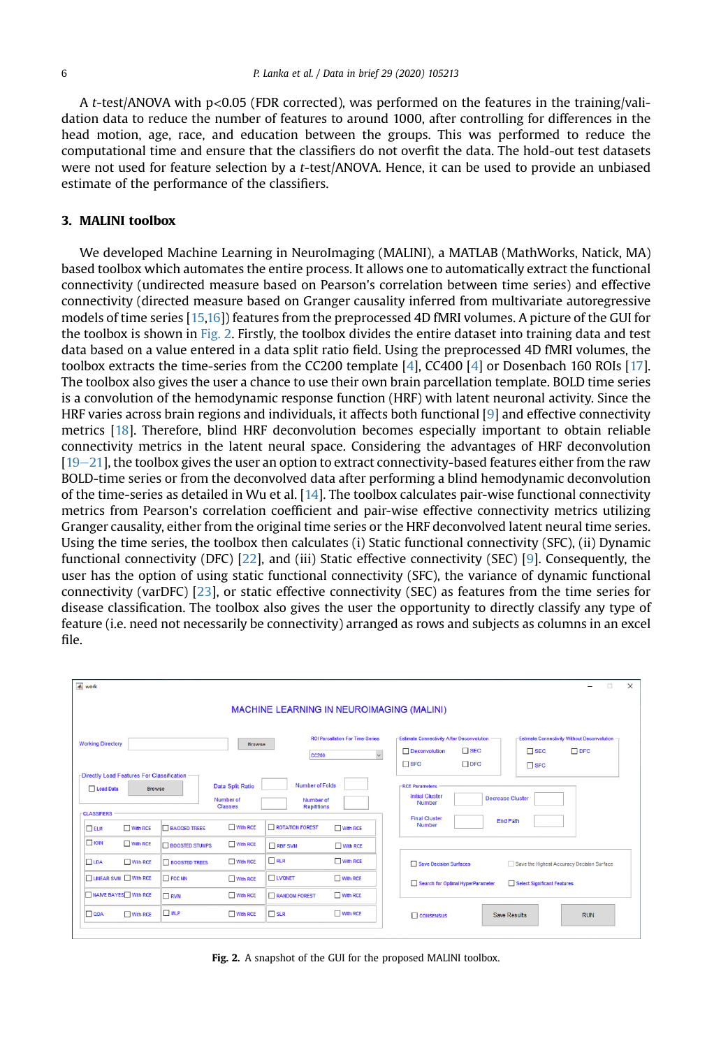A *t*-test/ANOVA with p<0.05 (FDR corrected), was performed on the features in the training/validation data to reduce the number of features to around 1000, after controlling for differences in the head motion, age, race, and education between the groups. This was performed to reduce the computational time and ensure that the classifiers do not overfit the data. The hold-out test datasets were not used for feature selection by a *t*-test/ANOVA. Hence, it can be used to provide an unbiased estimate of the performance of the classifiers.

## 3. MALINI toolbox

We developed Machine Learning in NeuroImaging (MALINI), a MATLAB (MathWorks, Natick, MA) based toolbox which automates the entire process. It allows one to automatically extract the functional connectivity (undirected measure based on Pearson's correlation between time series) and effective connectivity (directed measure based on Granger causality inferred from multivariate autoregressive models of time series [15,16]) features from the preprocessed 4D fMRI volumes. A picture of the GUI for the toolbox is shown in Fig. 2. Firstly, the toolbox divides the entire dataset into training data and test data based on a value entered in a data split ratio field. Using the preprocessed 4D fMRI volumes, the toolbox extracts the time-series from the CC200 template [4], CC400 [4] or Dosenbach 160 ROIs [17]. The toolbox also gives the user a chance to use their own brain parcellation template. BOLD time series is a convolution of the hemodynamic response function (HRF) with latent neuronal activity. Since the HRF varies across brain regions and individuals, it affects both functional [9] and effective connectivity metrics [18]. Therefore, blind HRF deconvolution becomes especially important to obtain reliable connectivity metrics in the latent neural space. Considering the advantages of HRF deconvolution [19–21], the toolbox gives the user an option to extract connectivity-based features either from the raw BOLD-time series or from the deconvolved data after performing a blind hemodynamic deconvolution of the time-series as detailed in Wu et al. [14]. The toolbox calculates pair-wise functional connectivity metrics from Pearson's correlation coefficient and pair-wise effective connectivity metrics utilizing Granger causality, either from the original time series or the HRF deconvolved latent neural time series. Using the time series, the toolbox then calculates (i) Static functional connectivity (SFC), (ii) Dynamic functional connectivity (DFC) [22], and (iii) Static effective connectivity (SEC) [9]. Consequently, the user has the option of using static functional connectivity (SFC), the variance of dynamic functional connectivity (varDFC) [23], or static effective connectivity (SEC) as features from the time series for disease classification. The toolbox also gives the user the opportunity to directly classify any type of feature (i.e. need not necessarily be connectivity) arranged as rows and subjects as columns in an excel file.

**Fig. 2.** A snapshot of the GUI for the proposed MALINI toolbox.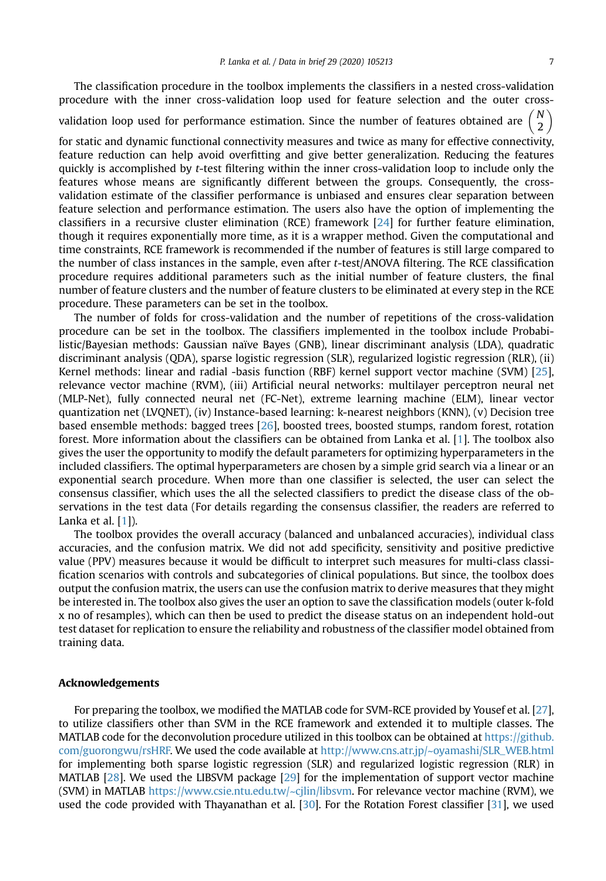The classification procedure in the toolbox implements the classifiers in a nested cross-validation procedure with the inner cross-validation loop used for feature selection and the outer cross-validation loop used for performance estimation. Since the number of features obtained are $\binom{N}{2}$ for static and dynamic functional connectivity measures and twice as many for effective connectivity, feature reduction can help avoid overfitting and give better generalization. Reducing the features quickly is accomplished by *t*-test filtering within the inner cross-validation loop to include only the features whose means are significantly different between the groups. Consequently, the cross-validation estimate of the classifier performance is unbiased and ensures clear separation between feature selection and performance estimation. The users also have the option of implementing the classifiers in a recursive cluster elimination (RCE) framework [24] for further feature elimination, though it requires exponentially more time, as it is a wrapper method. Given the computational and time constraints, RCE framework is recommended if the number of features is still large compared to the number of class instances in the sample, even after *t*-test/ANOVA filtering. The RCE classification procedure requires additional parameters such as the initial number of feature clusters, the final number of feature clusters and the number of feature clusters to be eliminated at every step in the RCE procedure. These parameters can be set in the toolbox.

The number of folds for cross-validation and the number of repetitions of the cross-validation procedure can be set in the toolbox. The classifiers implemented in the toolbox include Probabilistic/Bayesian methods: Gaussian naïve Bayes (GNB), linear discriminant analysis (LDA), quadratic discriminant analysis (QDA), sparse logistic regression (SLR), regularized logistic regression (RLR), (ii) Kernel methods: linear and radial -basis function (RBF) kernel support vector machine (SVM) [25], relevance vector machine (RVM), (iii) Artificial neural networks: multilayer perceptron neural net (MLP-Net), fully connected neural net (FC-Net), extreme learning machine (ELM), linear vector quantization net (LVQNET), (iv) Instance-based learning: k-nearest neighbors (KNN), (v) Decision tree based ensemble methods: bagged trees [26], boosted trees, boosted stumps, random forest, rotation forest. More information about the classifiers can be obtained from Lanka et al. [1]. The toolbox also gives the user the opportunity to modify the default parameters for optimizing hyperparameters in the included classifiers. The optimal hyperparameters are chosen by a simple grid search via a linear or an exponential search procedure. When more than one classifier is selected, the user can select the consensus classifier, which uses the all the selected classifiers to predict the disease class of the observations in the test data (For details regarding the consensus classifier, the readers are referred to Lanka et al. [1]).

The toolbox provides the overall accuracy (balanced and unbalanced accuracies), individual class accuracies, and the confusion matrix. We did not add specificity, sensitivity and positive predictive value (PPV) measures because it would be difficult to interpret such measures for multi-class classification scenarios with controls and subcategories of clinical populations. But since, the toolbox does output the confusion matrix, the users can use the confusion matrix to derive measures that they might be interested in. The toolbox also gives the user an option to save the classification models (outer k-fold x no of resamples), which can then be used to predict the disease status on an independent hold-out test dataset for replication to ensure the reliability and robustness of the classifier model obtained from training data.

## Acknowledgements

For preparing the toolbox, we modified the MATLAB code for SVM-RCE provided by Yousef et al. [27], to utilize classifiers other than SVM in the RCE framework and extended it to multiple classes. The MATLAB code for the deconvolution procedure utilized in this toolbox can be obtained at https://github.com/guorongwu/rsHRF. We used the code available at http://www.cns.atr.jp/~oyamashi/SLR_WEB.html for implementing both sparse logistic regression (SLR) and regularized logistic regression (RLR) in MATLAB [28]. We used the LIBSVM package [29] for the implementation of support vector machine (SVM) in MATLAB https://www.csie.ntu.edu.tw/~cjlin/libsvm. For relevance vector machine (RVM), we used the code provided with Thayanathan et al. [30]. For the Rotation Forest classifier [31], we used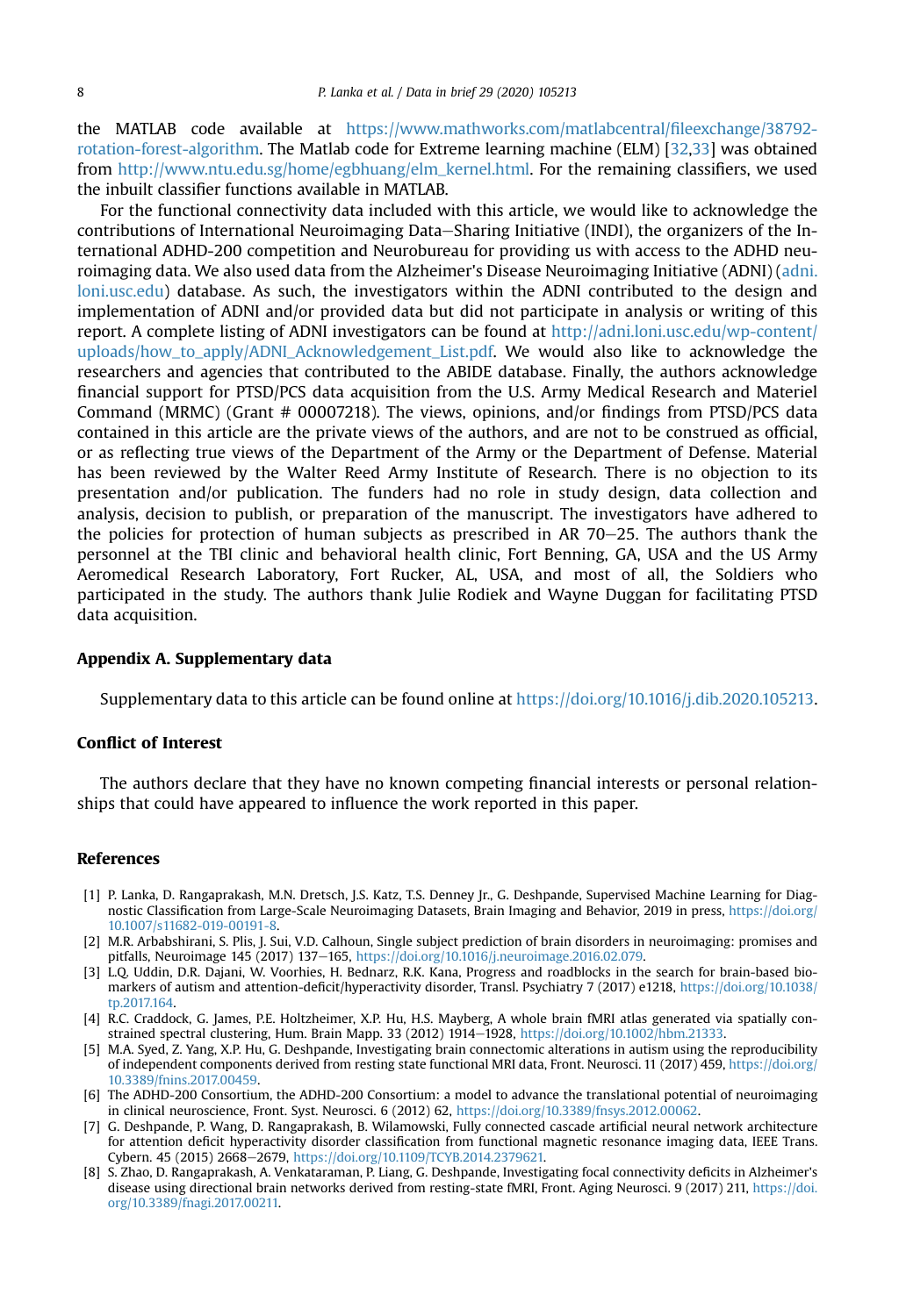the MATLAB code available at https://www.mathworks.com/matlabcentral/fileexchange/38792-rotation-forest-algorithm. The Matlab code for Extreme learning machine (ELM) [32,33] was obtained from http://www.ntu.edu.sg/home/egbhuang/elm_kernel.html. For the remaining classifiers, we used the inbuilt classifier functions available in MATLAB.

For the functional connectivity data included with this article, we would like to acknowledge the contributions of International Neuroimaging Data–Sharing Initiative (INDI), the organizers of the International ADHD-200 competition and Neurobureau for providing us with access to the ADHD neuroimaging data. We also used data from the Alzheimer's Disease Neuroimaging Initiative (ADNI) (adni.loni.usc.edu) database. As such, the investigators within the ADNI contributed to the design and implementation of ADNI and/or provided data but did not participate in analysis or writing of this report. A complete listing of ADNI investigators can be found at http://adni.loni.usc.edu/wp-content/uploads/how_to_apply/ADNI_Acknowledgement_List.pdf. We would also like to acknowledge the researchers and agencies that contributed to the ABIDE database. Finally, the authors acknowledge financial support for PTSD/PCS data acquisition from the U.S. Army Medical Research and Materiel Command (MRMC) (Grant # 00007218). The views, opinions, and/or findings from PTSD/PCS data contained in this article are the private views of the authors, and are not to be construed as official, or as reflecting true views of the Department of the Army or the Department of Defense. Material has been reviewed by the Walter Reed Army Institute of Research. There is no objection to its presentation and/or publication. The funders had no role in study design, data collection and analysis, decision to publish, or preparation of the manuscript. The investigators have adhered to the policies for protection of human subjects as prescribed in AR 70–25. The authors thank the personnel at the TBI clinic and behavioral health clinic, Fort Benning, GA, USA and the US Army Aeromedical Research Laboratory, Fort Rucker, AL, USA, and most of all, the Soldiers who participated in the study. The authors thank Julie Rodiek and Wayne Duggan for facilitating PTSD data acquisition.

## Appendix A. Supplementary data

Supplementary data to this article can be found online at https://doi.org/10.1016/j.dib.2020.105213.

## Conflict of Interest

The authors declare that they have no known competing financial interests or personal relationships that could have appeared to influence the work reported in this paper.

## References

[1] P. Lanka, D. Rangaprakash, M.N. Dretsch, J.S. Katz, T.S. Denney Jr., G. Deshpande, Supervised Machine Learning for Diagnostic Classification from Large-Scale Neuroimaging Datasets, Brain Imaging and Behavior, 2019 in press, https://doi.org/10.1007/s11682-019-00191-8.

[2] M.R. Arbabshirani, S. Plis, J. Sui, V.D. Calhoun, Single subject prediction of brain disorders in neuroimaging: promises and pitfalls, Neuroimage 145 (2017) 137–165, https://doi.org/10.1016/j.neuroimage.2016.02.079.

[3] L.Q. Uddin, D.R. Dajani, W. Voorhies, H. Bednarz, R.K. Kana, Progress and roadblocks in the search for brain-based biomarkers of autism and attention-deficit/hyperactivity disorder, Transl. Psychiatry 7 (2017) e1218, https://doi.org/10.1038/tp.2017.164.

[4] R.C. Craddock, G. James, P.E. Holtzheimer, X.P. Hu, H.S. Mayberg, A whole brain fMRI atlas generated via spatially constrained spectral clustering, Hum. Brain Mapp. 33 (2012) 1914–1928, https://doi.org/10.1002/hbm.21333.

[5] M.A. Syed, Z. Yang, X.P. Hu, G. Deshpande, Investigating brain connectomic alterations in autism using the reproducibility of independent components derived from resting state functional MRI data, Front. Neurosci. 11 (2017) 459, https://doi.org/10.3389/fnins.2017.00459.

[6] The ADHD-200 Consortium, the ADHD-200 Consortium: a model to advance the translational potential of neuroimaging in clinical neuroscience, Front. Syst. Neurosci. 6 (2012) 62, https://doi.org/10.3389/fnsys.2012.00062.

[7] G. Deshpande, P. Wang, D. Rangaprakash, B. Wilamowski, Fully connected cascade artificial neural network architecture for attention deficit hyperactivity disorder classification from functional magnetic resonance imaging data, IEEE Trans. Cybern. 45 (2015) 2668–2679, https://doi.org/10.1109/TCYB.2014.2379621.

[8] S. Zhao, D. Rangaprakash, A. Venkataraman, P. Liang, G. Deshpande, Investigating focal connectivity deficits in Alzheimer's disease using directional brain networks derived from resting-state fMRI, Front. Aging Neurosci. 9 (2017) 211, https://doi.org/10.3389/fnagi.2017.00211.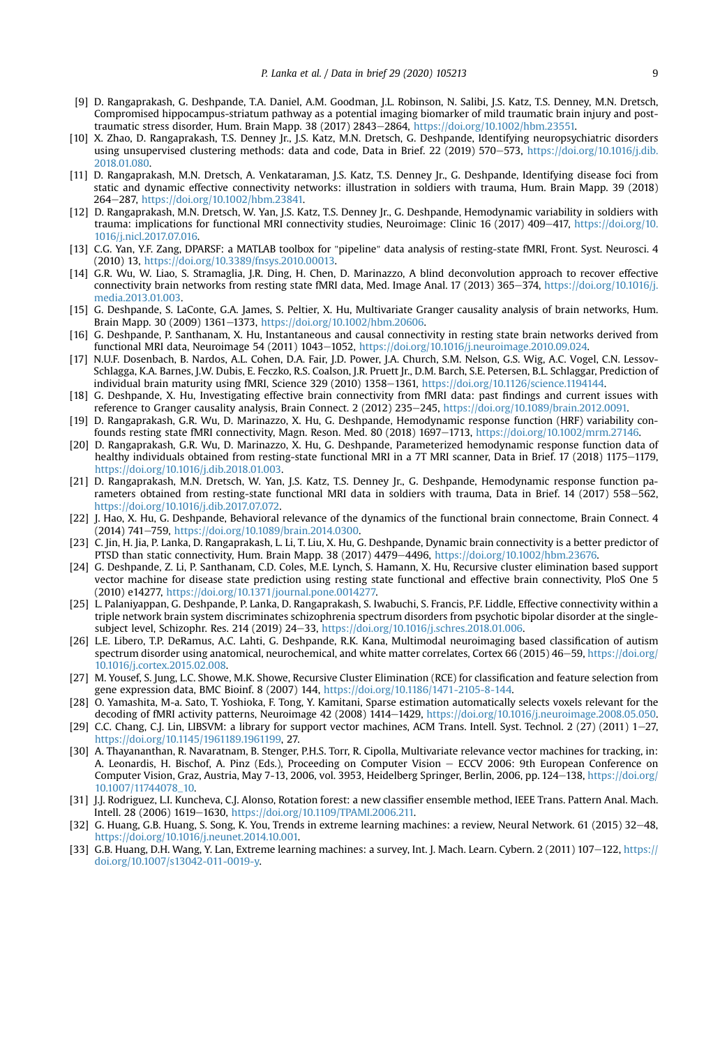[9] D. Rangaprakash, G. Deshpande, T.A. Daniel, A.M. Goodman, J.L. Robinson, N. Salibi, J.S. Katz, T.S. Denney, M.N. Dretsch, Compromised hippocampus-striatum pathway as a potential imaging biomarker of mild traumatic brain injury and post-traumatic stress disorder, Hum. Brain Mapp. 38 (2017) 2843–2864, https://doi.org/10.1002/hbm.23551.

[10] X. Zhao, D. Rangaprakash, T.S. Denney Jr., J.S. Katz, M.N. Dretsch, G. Deshpande, Identifying neuropsychiatric disorders using unsupervised clustering methods: data and code, Data in Brief. 22 (2019) 570–573, https://doi.org/10.1016/j.dib.2018.01.080.

[11] D. Rangaprakash, M.N. Dretsch, A. Venkataraman, J.S. Katz, T.S. Denney Jr., G. Deshpande, Identifying disease foci from static and dynamic effective connectivity networks: illustration in soldiers with trauma, Hum. Brain Mapp. 39 (2018) 264–287, https://doi.org/10.1002/hbm.23841.

[12] D. Rangaprakash, M.N. Dretsch, W. Yan, J.S. Katz, T.S. Denney Jr., G. Deshpande, Hemodynamic variability in soldiers with trauma: implications for functional MRI connectivity studies, Neuroimage: Clinic 16 (2017) 409–417, https://doi.org/10.1016/j.nicl.2017.07.016.

[13] C.G. Yan, Y.F. Zang, DPARSF: a MATLAB toolbox for "pipeline" data analysis of resting-state fMRI, Front. Syst. Neurosci. 4 (2010) 13, https://doi.org/10.3389/fnsys.2010.00013.

[14] G.R. Wu, W. Liao, S. Stramaglia, J.R. Ding, H. Chen, D. Marinazzo, A blind deconvolution approach to recover effective connectivity brain networks from resting state fMRI data, Med. Image Anal. 17 (2013) 365–374, https://doi.org/10.1016/j.media.2013.01.003.

[15] G. Deshpande, S. LaConte, G.A. James, S. Peltier, X. Hu, Multivariate Granger causality analysis of brain networks, Hum. Brain Mapp. 30 (2009) 1361–1373, https://doi.org/10.1002/hbm.20606.

[16] G. Deshpande, P. Santhanam, X. Hu, Instantaneous and causal connectivity in resting state brain networks derived from functional MRI data, Neuroimage 54 (2011) 1043–1052, https://doi.org/10.1016/j.neuroimage.2010.09.024.

[17] N.U.F. Dosenbach, B. Nardos, A.L. Cohen, D.A. Fair, J.D. Power, J.A. Church, S.M. Nelson, G.S. Wig, A.C. Vogel, C.N. Lessov-Schlagga, K.A. Barnes, J.W. Dubis, E. Feczko, R.S. Coalson, J.R. Pruett Jr., D.M. Barch, S.E. Petersen, B.L. Schlaggar, Prediction of individual brain maturity using fMRI, Science 329 (2010) 1358–1361, https://doi.org/10.1126/science.1194144.

[18] G. Deshpande, X. Hu, Investigating effective brain connectivity from fMRI data: past findings and current issues with reference to Granger causality analysis, Brain Connect. 2 (2012) 235–245, https://doi.org/10.1089/brain.2012.0091.

[19] D. Rangaprakash, G.R. Wu, D. Marinazzo, X. Hu, G. Deshpande, Hemodynamic response function (HRF) variability confounds resting state fMRI connectivity, Magn. Reson. Med. 80 (2018) 1697–1713, https://doi.org/10.1002/mrm.27146.

[20] D. Rangaprakash, G.R. Wu, D. Marinazzo, X. Hu, G. Deshpande, Parameterized hemodynamic response function data of healthy individuals obtained from resting-state functional MRI in a 7T MRI scanner, Data in Brief. 17 (2018) 1175–1179, https://doi.org/10.1016/j.dib.2018.01.003.

[21] D. Rangaprakash, M.N. Dretsch, W. Yan, J.S. Katz, T.S. Denney Jr., G. Deshpande, Hemodynamic response function parameters obtained from resting-state functional MRI data in soldiers with trauma, Data in Brief. 14 (2017) 558–562, https://doi.org/10.1016/j.dib.2017.07.072.

[22] J. Hao, X. Hu, G. Deshpande, Behavioral relevance of the dynamics of the functional brain connectome, Brain Connect. 4 (2014) 741–759, https://doi.org/10.1089/brain.2014.0300.

[23] C. Jin, H. Jia, P. Lanka, D. Rangaprakash, L. Li, T. Liu, X. Hu, G. Deshpande, Dynamic brain connectivity is a better predictor of PTSD than static connectivity, Hum. Brain Mapp. 38 (2017) 4479–4496, https://doi.org/10.1002/hbm.23676.

[24] G. Deshpande, Z. Li, P. Santhanam, C.D. Coles, M.E. Lynch, S. Hamann, X. Hu, Recursive cluster elimination based support vector machine for disease state prediction using resting state functional and effective brain connectivity, PloS One 5 (2010) e14277, https://doi.org/10.1371/journal.pone.0014277.

[25] L. Palaniyappan, G. Deshpande, P. Lanka, D. Rangaprakash, S. Iwabuchi, S. Francis, P.F. Liddle, Effective connectivity within a triple network brain system discriminates schizophrenia spectrum disorders from psychotic bipolar disorder at the single-subject level, Schizophr. Res. 214 (2019) 24–33, https://doi.org/10.1016/j.schres.2018.01.006.

[26] L.E. Libero, T.P. DeRamus, A.C. Lahti, G. Deshpande, R.K. Kana, Multimodal neuroimaging based classification of autism spectrum disorder using anatomical, neurochemical, and white matter correlates, Cortex 66 (2015) 46–59, https://doi.org/10.1016/j.cortex.2015.02.008.

[27] M. Yousef, S. Jung, L.C. Showe, M.K. Showe, Recursive Cluster Elimination (RCE) for classification and feature selection from gene expression data, BMC Bioinf. 8 (2007) 144, https://doi.org/10.1186/1471-2105-8-144.

[28] O. Yamashita, M-a. Sato, T. Yoshioka, F. Tong, Y. Kamitani, Sparse estimation automatically selects voxels relevant for the decoding of fMRI activity patterns, Neuroimage 42 (2008) 1414–1429, https://doi.org/10.1016/j.neuroimage.2008.05.050.

[29] C.C. Chang, C.J. Lin, LIBSVM: a library for support vector machines, ACM Trans. Intell. Syst. Technol. 2 (27) (2011) 1–27, https://doi.org/10.1145/1961189.1961199, 27.

[30] A. Thayananthan, R. Navaratnam, B. Stenger, P.H.S. Torr, R. Cipolla, Multivariate relevance vector machines for tracking, in: A. Leonardis, H. Bischof, A. Pinz (Eds.), Proceeding on Computer Vision – ECCV 2006: 9th European Conference on Computer Vision, Graz, Austria, May 7-13, 2006, vol. 3953, Heidelberg Springer, Berlin, 2006, pp. 124–138, https://doi.org/10.1007/11744078_10.

[31] J.J. Rodriguez, L.I. Kuncheva, C.J. Alonso, Rotation forest: a new classifier ensemble method, IEEE Trans. Pattern Anal. Mach. Intell. 28 (2006) 1619–1630, https://doi.org/10.1109/TPAMI.2006.211.

[32] G. Huang, G.B. Huang, S. Song, K. You, Trends in extreme learning machines: a review, Neural Network. 61 (2015) 32–48, https://doi.org/10.1016/j.neunet.2014.10.001.

[33] G.B. Huang, D.H. Wang, Y. Lan, Extreme learning machines: a survey, Int. J. Mach. Learn. Cybern. 2 (2011) 107–122, https://doi.org/10.1007/s13042-011-0019-y.